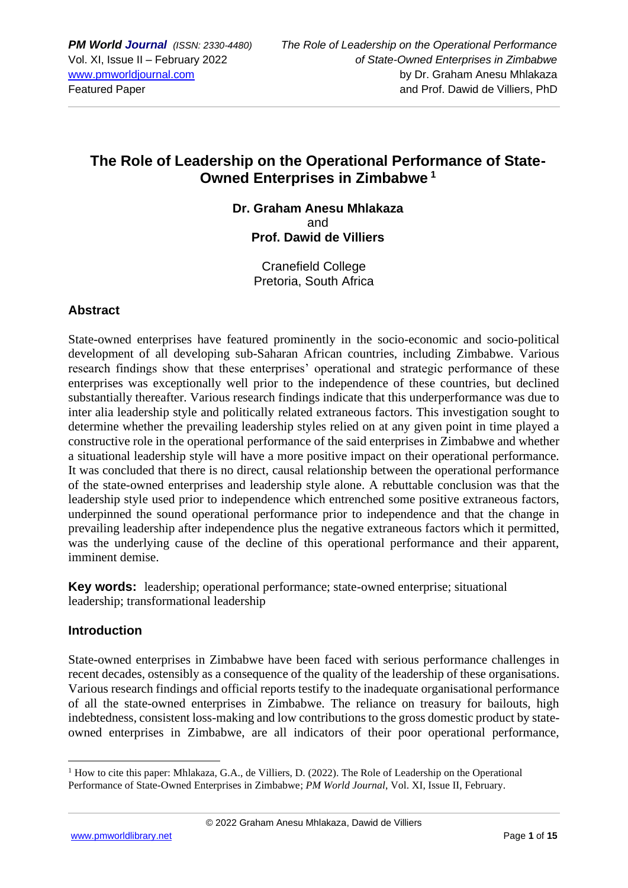# The Role of Leadership on the Operational Performance of State-Owned Enterprises in Zimbabwe [1]

**Dr. Graham Anesu Mhlakaza**
and
**Prof. Dawid de Villiers**

Cranefield College
Pretoria, South Africa

## Abstract

State-owned enterprises have featured prominently in the socio-economic and socio-political development of all developing sub-Saharan African countries, including Zimbabwe. Various research findings show that these enterprises' operational and strategic performance of these enterprises was exceptionally well prior to the independence of these countries, but declined substantially thereafter. Various research findings indicate that this underperformance was due to inter alia leadership style and politically related extraneous factors. This investigation sought to determine whether the prevailing leadership styles relied on at any given point in time played a constructive role in the operational performance of the said enterprises in Zimbabwe and whether a situational leadership style will have a more positive impact on their operational performance. It was concluded that there is no direct, causal relationship between the operational performance of the state-owned enterprises and leadership style alone. A rebuttable conclusion was that the leadership style used prior to independence which entrenched some positive extraneous factors, underpinned the sound operational performance prior to independence and that the change in prevailing leadership after independence plus the negative extraneous factors which it permitted, was the underlying cause of the decline of this operational performance and their apparent, imminent demise.

**Key words:** leadership; operational performance; state-owned enterprise; situational leadership; transformational leadership

## Introduction

State-owned enterprises in Zimbabwe have been faced with serious performance challenges in recent decades, ostensibly as a consequence of the quality of the leadership of these organisations. Various research findings and official reports testify to the inadequate organisational performance of all the state-owned enterprises in Zimbabwe. The reliance on treasury for bailouts, high indebtedness, consistent loss-making and low contributions to the gross domestic product by state-owned enterprises in Zimbabwe, are all indicators of their poor operational performance,

[1] How to cite this paper: Mhlakaza, G.A., de Villiers, D. (2022). The Role of Leadership on the Operational Performance of State-Owned Enterprises in Zimbabwe; *PM World Journal*, Vol. XI, Issue II, February.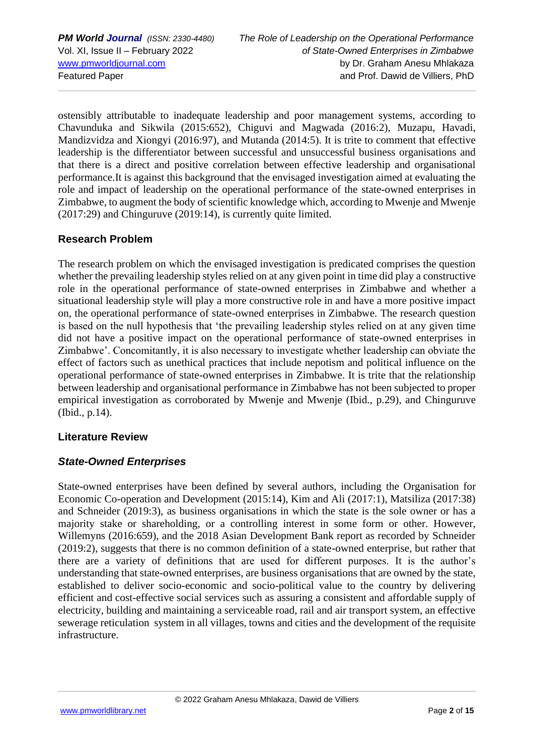ostensibly attributable to inadequate leadership and poor management systems, according to Chavunduka and Sikwila (2015:652), Chiguvi and Magwada (2016:2), Muzapu, Havadi, Mandizvidza and Xiongyi (2016:97), and Mutanda (2014:5). It is trite to comment that effective leadership is the differentiator between successful and unsuccessful business organisations and that there is a direct and positive correlation between effective leadership and organisational performance.It is against this background that the envisaged investigation aimed at evaluating the role and impact of leadership on the operational performance of the state-owned enterprises in Zimbabwe, to augment the body of scientific knowledge which, according to Mwenje and Mwenje (2017:29) and Chinguruve (2019:14), is currently quite limited.

## Research Problem

The research problem on which the envisaged investigation is predicated comprises the question whether the prevailing leadership styles relied on at any given point in time did play a constructive role in the operational performance of state-owned enterprises in Zimbabwe and whether a situational leadership style will play a more constructive role in and have a more positive impact on, the operational performance of state-owned enterprises in Zimbabwe. The research question is based on the null hypothesis that 'the prevailing leadership styles relied on at any given time did not have a positive impact on the operational performance of state-owned enterprises in Zimbabwe'. Concomitantly, it is also necessary to investigate whether leadership can obviate the effect of factors such as unethical practices that include nepotism and political influence on the operational performance of state-owned enterprises in Zimbabwe. It is trite that the relationship between leadership and organisational performance in Zimbabwe has not been subjected to proper empirical investigation as corroborated by Mwenje and Mwenje (Ibid., p.29), and Chinguruve (Ibid., p.14).

## Literature Review

### *State-Owned Enterprises*

State-owned enterprises have been defined by several authors, including the Organisation for Economic Co-operation and Development (2015:14), Kim and Ali (2017:1), Matsiliza (2017:38) and Schneider (2019:3), as business organisations in which the state is the sole owner or has a majority stake or shareholding, or a controlling interest in some form or other. However, Willemyns (2016:659), and the 2018 Asian Development Bank report as recorded by Schneider (2019:2), suggests that there is no common definition of a state-owned enterprise, but rather that there are a variety of definitions that are used for different purposes. It is the author's understanding that state-owned enterprises, are business organisations that are owned by the state, established to deliver socio-economic and socio-political value to the country by delivering efficient and cost-effective social services such as assuring a consistent and affordable supply of electricity, building and maintaining a serviceable road, rail and air transport system, an effective sewerage reticulation system in all villages, towns and cities and the development of the requisite infrastructure.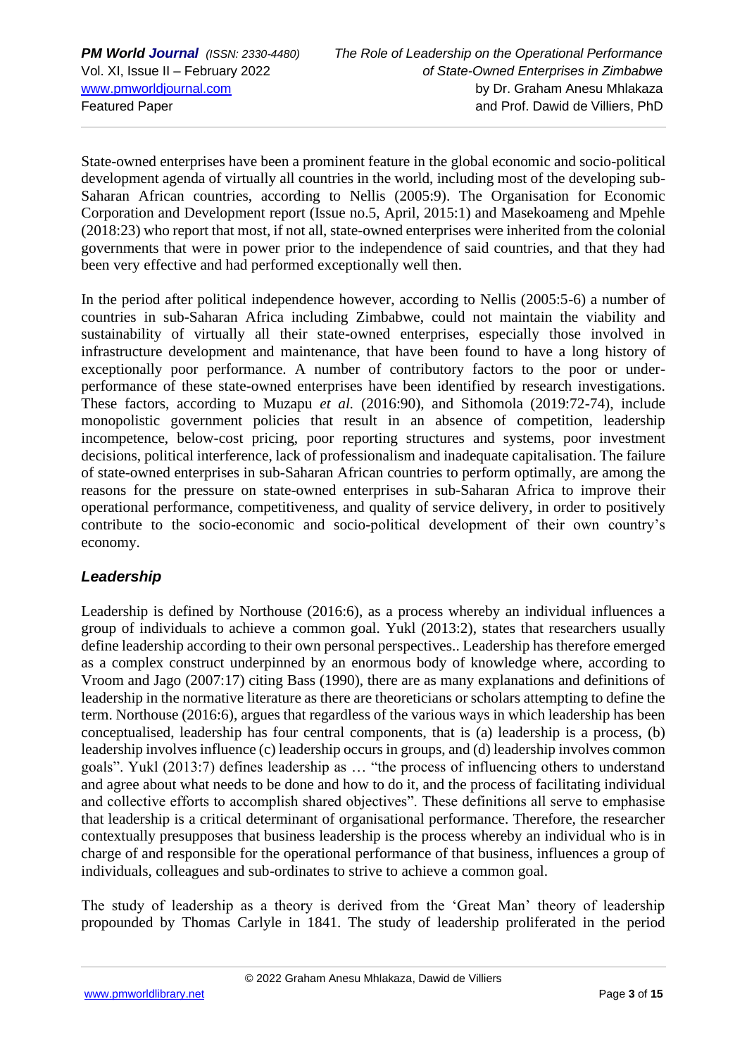State-owned enterprises have been a prominent feature in the global economic and socio-political development agenda of virtually all countries in the world, including most of the developing sub-Saharan African countries, according to Nellis (2005:9). The Organisation for Economic Corporation and Development report (Issue no.5, April, 2015:1) and Masekoameng and Mpehle (2018:23) who report that most, if not all, state-owned enterprises were inherited from the colonial governments that were in power prior to the independence of said countries, and that they had been very effective and had performed exceptionally well then.

In the period after political independence however, according to Nellis (2005:5-6) a number of countries in sub-Saharan Africa including Zimbabwe, could not maintain the viability and sustainability of virtually all their state-owned enterprises, especially those involved in infrastructure development and maintenance, that have been found to have a long history of exceptionally poor performance. A number of contributory factors to the poor or under-performance of these state-owned enterprises have been identified by research investigations. These factors, according to Muzapu *et al.* (2016:90), and Sithomola (2019:72-74), include monopolistic government policies that result in an absence of competition, leadership incompetence, below-cost pricing, poor reporting structures and systems, poor investment decisions, political interference, lack of professionalism and inadequate capitalisation. The failure of state-owned enterprises in sub-Saharan African countries to perform optimally, are among the reasons for the pressure on state-owned enterprises in sub-Saharan Africa to improve their operational performance, competitiveness, and quality of service delivery, in order to positively contribute to the socio-economic and socio-political development of their own country's economy.

## *Leadership*

Leadership is defined by Northouse (2016:6), as a process whereby an individual influences a group of individuals to achieve a common goal. Yukl (2013:2), states that researchers usually define leadership according to their own personal perspectives.. Leadership has therefore emerged as a complex construct underpinned by an enormous body of knowledge where, according to Vroom and Jago (2007:17) citing Bass (1990), there are as many explanations and definitions of leadership in the normative literature as there are theoreticians or scholars attempting to define the term. Northouse (2016:6), argues that regardless of the various ways in which leadership has been conceptualised, leadership has four central components, that is (a) leadership is a process, (b) leadership involves influence (c) leadership occurs in groups, and (d) leadership involves common goals". Yukl (2013:7) defines leadership as … "the process of influencing others to understand and agree about what needs to be done and how to do it, and the process of facilitating individual and collective efforts to accomplish shared objectives". These definitions all serve to emphasise that leadership is a critical determinant of organisational performance. Therefore, the researcher contextually presupposes that business leadership is the process whereby an individual who is in charge of and responsible for the operational performance of that business, influences a group of individuals, colleagues and sub-ordinates to strive to achieve a common goal.

The study of leadership as a theory is derived from the 'Great Man' theory of leadership propounded by Thomas Carlyle in 1841. The study of leadership proliferated in the period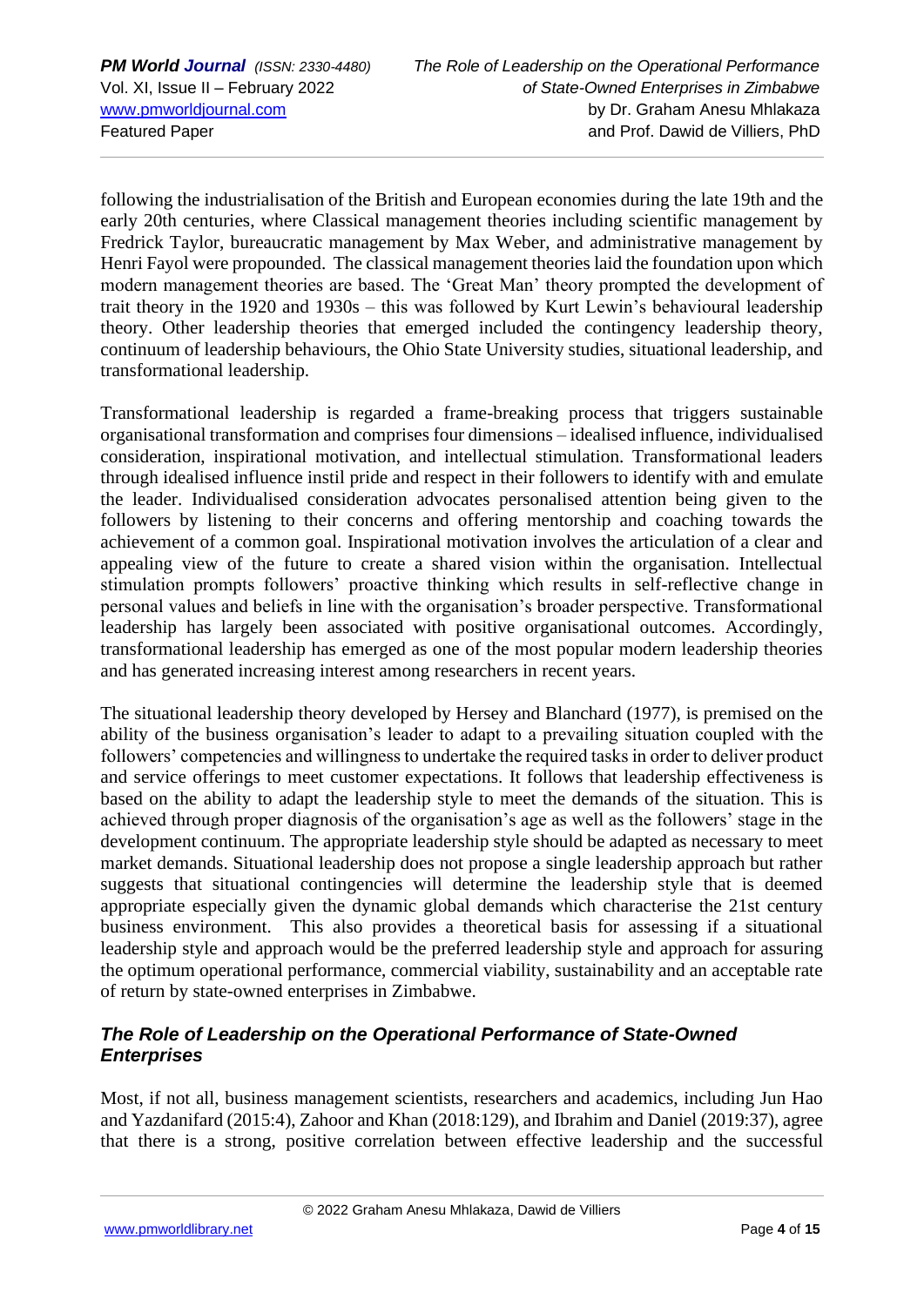following the industrialisation of the British and European economies during the late 19th and the early 20th centuries, where Classical management theories including scientific management by Fredrick Taylor, bureaucratic management by Max Weber, and administrative management by Henri Fayol were propounded. The classical management theories laid the foundation upon which modern management theories are based. The 'Great Man' theory prompted the development of trait theory in the 1920 and 1930s – this was followed by Kurt Lewin's behavioural leadership theory. Other leadership theories that emerged included the contingency leadership theory, continuum of leadership behaviours, the Ohio State University studies, situational leadership, and transformational leadership.

Transformational leadership is regarded a frame-breaking process that triggers sustainable organisational transformation and comprises four dimensions – idealised influence, individualised consideration, inspirational motivation, and intellectual stimulation. Transformational leaders through idealised influence instil pride and respect in their followers to identify with and emulate the leader. Individualised consideration advocates personalised attention being given to the followers by listening to their concerns and offering mentorship and coaching towards the achievement of a common goal. Inspirational motivation involves the articulation of a clear and appealing view of the future to create a shared vision within the organisation. Intellectual stimulation prompts followers' proactive thinking which results in self-reflective change in personal values and beliefs in line with the organisation's broader perspective. Transformational leadership has largely been associated with positive organisational outcomes. Accordingly, transformational leadership has emerged as one of the most popular modern leadership theories and has generated increasing interest among researchers in recent years.

The situational leadership theory developed by Hersey and Blanchard (1977), is premised on the ability of the business organisation's leader to adapt to a prevailing situation coupled with the followers' competencies and willingness to undertake the required tasks in order to deliver product and service offerings to meet customer expectations. It follows that leadership effectiveness is based on the ability to adapt the leadership style to meet the demands of the situation. This is achieved through proper diagnosis of the organisation's age as well as the followers' stage in the development continuum. The appropriate leadership style should be adapted as necessary to meet market demands. Situational leadership does not propose a single leadership approach but rather suggests that situational contingencies will determine the leadership style that is deemed appropriate especially given the dynamic global demands which characterise the 21st century business environment. This also provides a theoretical basis for assessing if a situational leadership style and approach would be the preferred leadership style and approach for assuring the optimum operational performance, commercial viability, sustainability and an acceptable rate of return by state-owned enterprises in Zimbabwe.

### *The Role of Leadership on the Operational Performance of State-Owned Enterprises*

Most, if not all, business management scientists, researchers and academics, including Jun Hao and Yazdanifard (2015:4), Zahoor and Khan (2018:129), and Ibrahim and Daniel (2019:37), agree that there is a strong, positive correlation between effective leadership and the successful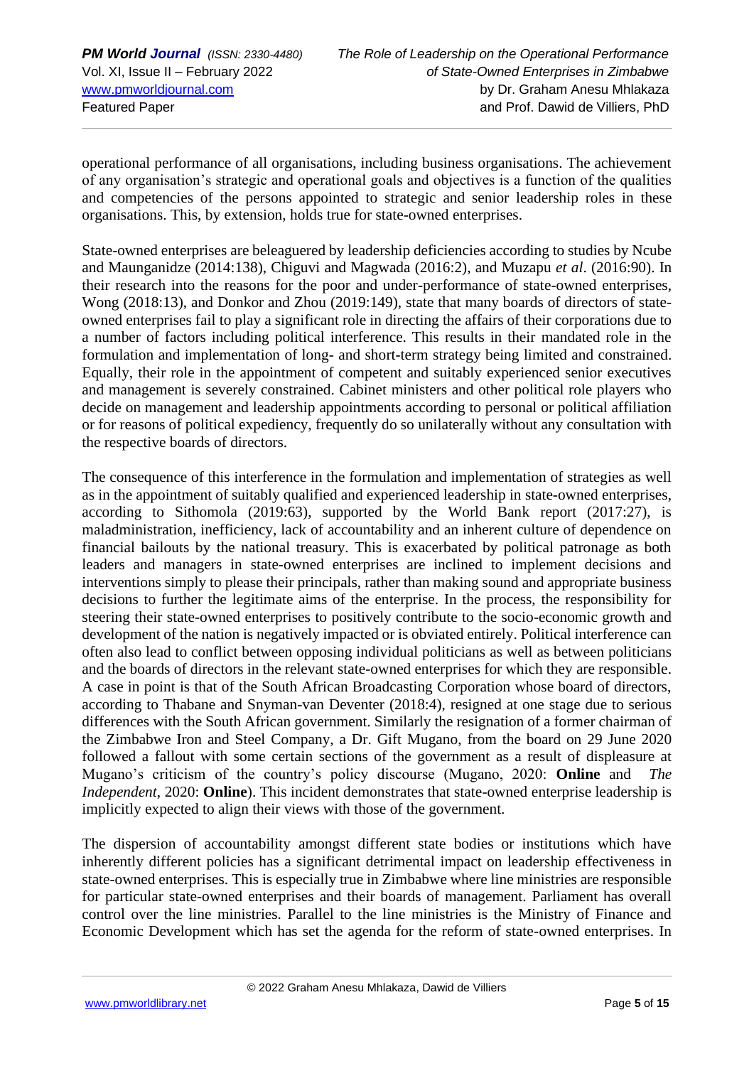operational performance of all organisations, including business organisations. The achievement of any organisation's strategic and operational goals and objectives is a function of the qualities and competencies of the persons appointed to strategic and senior leadership roles in these organisations. This, by extension, holds true for state-owned enterprises.

State-owned enterprises are beleaguered by leadership deficiencies according to studies by Ncube and Maunganidze (2014:138), Chiguvi and Magwada (2016:2), and Muzapu *et al*. (2016:90). In their research into the reasons for the poor and under-performance of state-owned enterprises, Wong (2018:13), and Donkor and Zhou (2019:149), state that many boards of directors of state-owned enterprises fail to play a significant role in directing the affairs of their corporations due to a number of factors including political interference. This results in their mandated role in the formulation and implementation of long- and short-term strategy being limited and constrained. Equally, their role in the appointment of competent and suitably experienced senior executives and management is severely constrained. Cabinet ministers and other political role players who decide on management and leadership appointments according to personal or political affiliation or for reasons of political expediency, frequently do so unilaterally without any consultation with the respective boards of directors.

The consequence of this interference in the formulation and implementation of strategies as well as in the appointment of suitably qualified and experienced leadership in state-owned enterprises, according to Sithomola (2019:63), supported by the World Bank report (2017:27), is maladministration, inefficiency, lack of accountability and an inherent culture of dependence on financial bailouts by the national treasury. This is exacerbated by political patronage as both leaders and managers in state-owned enterprises are inclined to implement decisions and interventions simply to please their principals, rather than making sound and appropriate business decisions to further the legitimate aims of the enterprise. In the process, the responsibility for steering their state-owned enterprises to positively contribute to the socio-economic growth and development of the nation is negatively impacted or is obviated entirely. Political interference can often also lead to conflict between opposing individual politicians as well as between politicians and the boards of directors in the relevant state-owned enterprises for which they are responsible. A case in point is that of the South African Broadcasting Corporation whose board of directors, according to Thabane and Snyman-van Deventer (2018:4), resigned at one stage due to serious differences with the South African government. Similarly the resignation of a former chairman of the Zimbabwe Iron and Steel Company, a Dr. Gift Mugano, from the board on 29 June 2020 followed a fallout with some certain sections of the government as a result of displeasure at Mugano's criticism of the country's policy discourse (Mugano, 2020: **Online** and *The Independent*, 2020: **Online**). This incident demonstrates that state-owned enterprise leadership is implicitly expected to align their views with those of the government.

The dispersion of accountability amongst different state bodies or institutions which have inherently different policies has a significant detrimental impact on leadership effectiveness in state-owned enterprises. This is especially true in Zimbabwe where line ministries are responsible for particular state-owned enterprises and their boards of management. Parliament has overall control over the line ministries. Parallel to the line ministries is the Ministry of Finance and Economic Development which has set the agenda for the reform of state-owned enterprises. In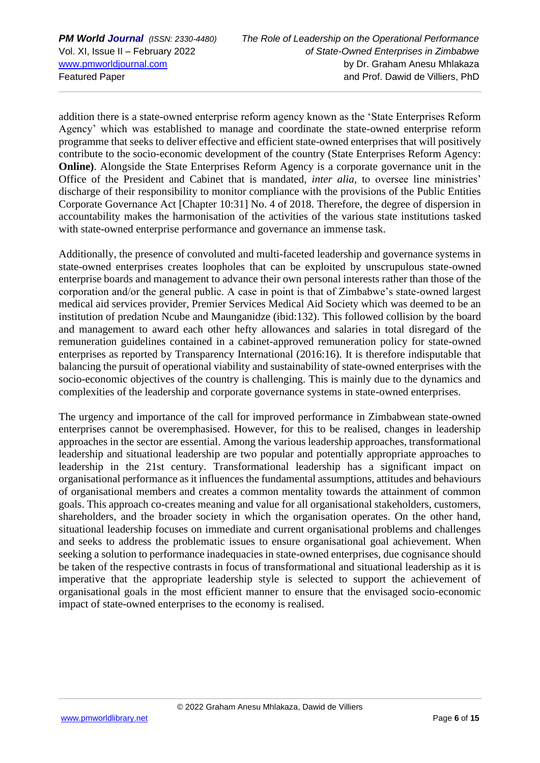addition there is a state-owned enterprise reform agency known as the 'State Enterprises Reform Agency' which was established to manage and coordinate the state-owned enterprise reform programme that seeks to deliver effective and efficient state-owned enterprises that will positively contribute to the socio-economic development of the country (State Enterprises Reform Agency: **Online)**. Alongside the State Enterprises Reform Agency is a corporate governance unit in the Office of the President and Cabinet that is mandated, *inter alia*, to oversee line ministries' discharge of their responsibility to monitor compliance with the provisions of the Public Entities Corporate Governance Act [Chapter 10:31] No. 4 of 2018. Therefore, the degree of dispersion in accountability makes the harmonisation of the activities of the various state institutions tasked with state-owned enterprise performance and governance an immense task.

Additionally, the presence of convoluted and multi-faceted leadership and governance systems in state-owned enterprises creates loopholes that can be exploited by unscrupulous state-owned enterprise boards and management to advance their own personal interests rather than those of the corporation and/or the general public. A case in point is that of Zimbabwe's state-owned largest medical aid services provider, Premier Services Medical Aid Society which was deemed to be an institution of predation Ncube and Maunganidze (ibid:132). This followed collision by the board and management to award each other hefty allowances and salaries in total disregard of the remuneration guidelines contained in a cabinet-approved remuneration policy for state-owned enterprises as reported by Transparency International (2016:16). It is therefore indisputable that balancing the pursuit of operational viability and sustainability of state-owned enterprises with the socio-economic objectives of the country is challenging. This is mainly due to the dynamics and complexities of the leadership and corporate governance systems in state-owned enterprises.

The urgency and importance of the call for improved performance in Zimbabwean state-owned enterprises cannot be overemphasised. However, for this to be realised, changes in leadership approaches in the sector are essential. Among the various leadership approaches, transformational leadership and situational leadership are two popular and potentially appropriate approaches to leadership in the 21st century. Transformational leadership has a significant impact on organisational performance as it influences the fundamental assumptions, attitudes and behaviours of organisational members and creates a common mentality towards the attainment of common goals. This approach co-creates meaning and value for all organisational stakeholders, customers, shareholders, and the broader society in which the organisation operates. On the other hand, situational leadership focuses on immediate and current organisational problems and challenges and seeks to address the problematic issues to ensure organisational goal achievement. When seeking a solution to performance inadequacies in state-owned enterprises, due cognisance should be taken of the respective contrasts in focus of transformational and situational leadership as it is imperative that the appropriate leadership style is selected to support the achievement of organisational goals in the most efficient manner to ensure that the envisaged socio-economic impact of state-owned enterprises to the economy is realised.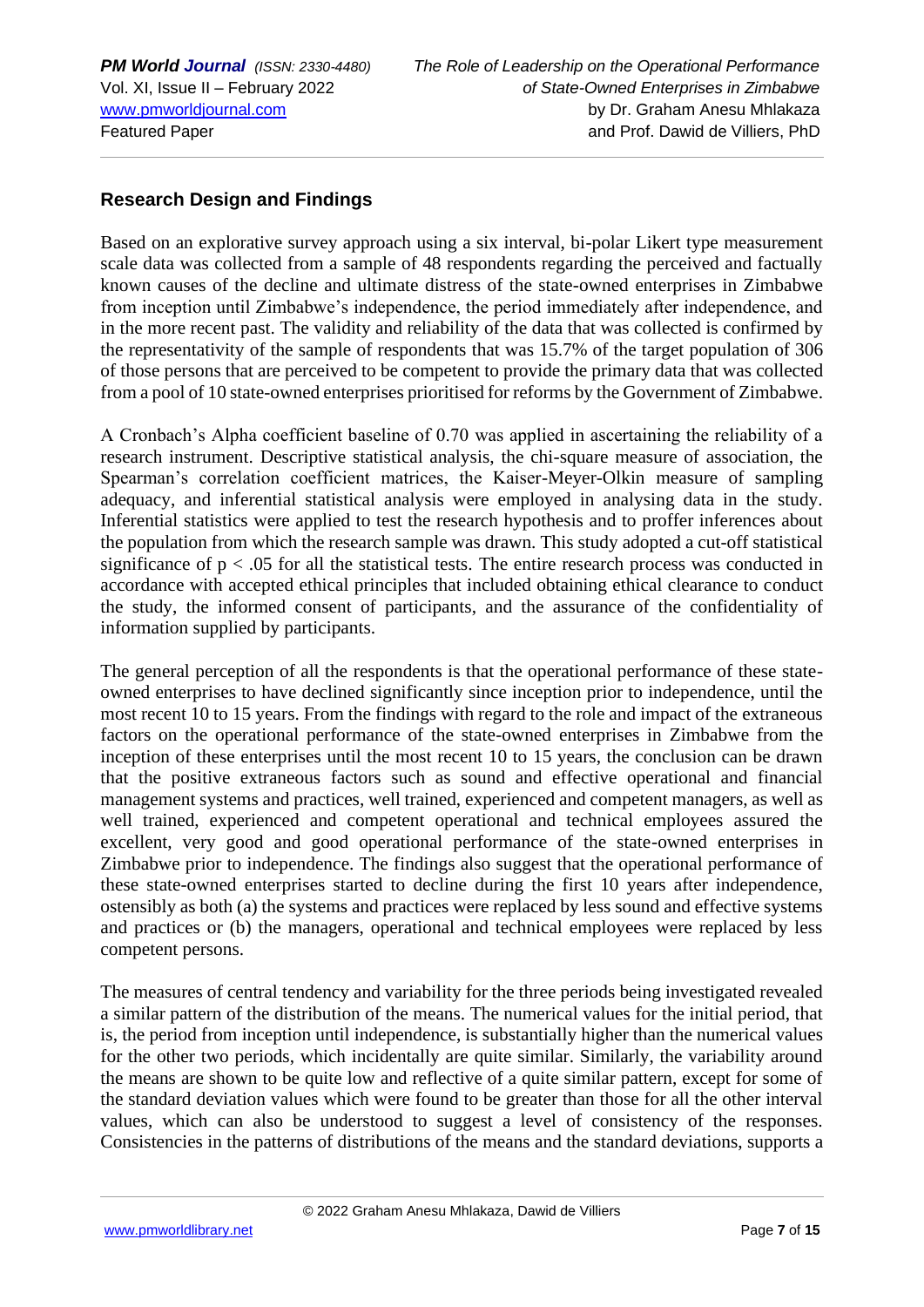## Research Design and Findings

Based on an explorative survey approach using a six interval, bi-polar Likert type measurement scale data was collected from a sample of 48 respondents regarding the perceived and factually known causes of the decline and ultimate distress of the state-owned enterprises in Zimbabwe from inception until Zimbabwe's independence, the period immediately after independence, and in the more recent past. The validity and reliability of the data that was collected is confirmed by the representativity of the sample of respondents that was 15.7% of the target population of 306 of those persons that are perceived to be competent to provide the primary data that was collected from a pool of 10 state-owned enterprises prioritised for reforms by the Government of Zimbabwe.

A Cronbach's Alpha coefficient baseline of 0.70 was applied in ascertaining the reliability of a research instrument. Descriptive statistical analysis, the chi-square measure of association, the Spearman's correlation coefficient matrices, the Kaiser-Meyer-Olkin measure of sampling adequacy, and inferential statistical analysis were employed in analysing data in the study. Inferential statistics were applied to test the research hypothesis and to proffer inferences about the population from which the research sample was drawn. This study adopted a cut-off statistical significance of $p < .05$ for all the statistical tests. The entire research process was conducted in accordance with accepted ethical principles that included obtaining ethical clearance to conduct the study, the informed consent of participants, and the assurance of the confidentiality of information supplied by participants.

The general perception of all the respondents is that the operational performance of these state-owned enterprises to have declined significantly since inception prior to independence, until the most recent 10 to 15 years. From the findings with regard to the role and impact of the extraneous factors on the operational performance of the state-owned enterprises in Zimbabwe from the inception of these enterprises until the most recent 10 to 15 years, the conclusion can be drawn that the positive extraneous factors such as sound and effective operational and financial management systems and practices, well trained, experienced and competent managers, as well as well trained, experienced and competent operational and technical employees assured the excellent, very good and good operational performance of the state-owned enterprises in Zimbabwe prior to independence. The findings also suggest that the operational performance of these state-owned enterprises started to decline during the first 10 years after independence, ostensibly as both (a) the systems and practices were replaced by less sound and effective systems and practices or (b) the managers, operational and technical employees were replaced by less competent persons.

The measures of central tendency and variability for the three periods being investigated revealed a similar pattern of the distribution of the means. The numerical values for the initial period, that is, the period from inception until independence, is substantially higher than the numerical values for the other two periods, which incidentally are quite similar. Similarly, the variability around the means are shown to be quite low and reflective of a quite similar pattern, except for some of the standard deviation values which were found to be greater than those for all the other interval values, which can also be understood to suggest a level of consistency of the responses. Consistencies in the patterns of distributions of the means and the standard deviations, supports a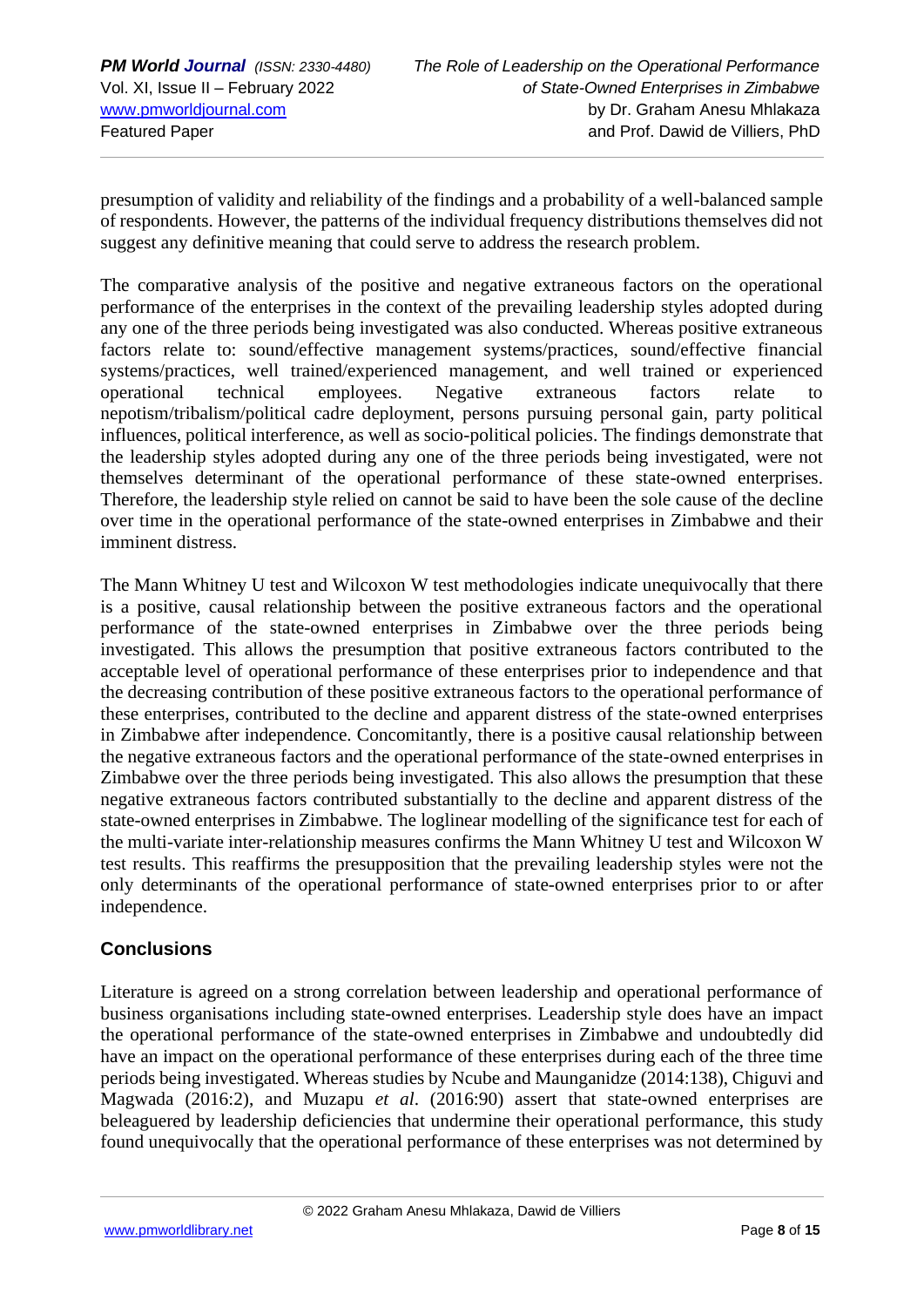presumption of validity and reliability of the findings and a probability of a well-balanced sample of respondents. However, the patterns of the individual frequency distributions themselves did not suggest any definitive meaning that could serve to address the research problem.

The comparative analysis of the positive and negative extraneous factors on the operational performance of the enterprises in the context of the prevailing leadership styles adopted during any one of the three periods being investigated was also conducted. Whereas positive extraneous factors relate to: sound/effective management systems/practices, sound/effective financial systems/practices, well trained/experienced management, and well trained or experienced operational technical employees. Negative extraneous factors relate to nepotism/tribalism/political cadre deployment, persons pursuing personal gain, party political influences, political interference, as well as socio-political policies. The findings demonstrate that the leadership styles adopted during any one of the three periods being investigated, were not themselves determinant of the operational performance of these state-owned enterprises. Therefore, the leadership style relied on cannot be said to have been the sole cause of the decline over time in the operational performance of the state-owned enterprises in Zimbabwe and their imminent distress.

The Mann Whitney U test and Wilcoxon W test methodologies indicate unequivocally that there is a positive, causal relationship between the positive extraneous factors and the operational performance of the state-owned enterprises in Zimbabwe over the three periods being investigated. This allows the presumption that positive extraneous factors contributed to the acceptable level of operational performance of these enterprises prior to independence and that the decreasing contribution of these positive extraneous factors to the operational performance of these enterprises, contributed to the decline and apparent distress of the state-owned enterprises in Zimbabwe after independence. Concomitantly, there is a positive causal relationship between the negative extraneous factors and the operational performance of the state-owned enterprises in Zimbabwe over the three periods being investigated. This also allows the presumption that these negative extraneous factors contributed substantially to the decline and apparent distress of the state-owned enterprises in Zimbabwe. The loglinear modelling of the significance test for each of the multi-variate inter-relationship measures confirms the Mann Whitney U test and Wilcoxon W test results. This reaffirms the presupposition that the prevailing leadership styles were not the only determinants of the operational performance of state-owned enterprises prior to or after independence.

## Conclusions

Literature is agreed on a strong correlation between leadership and operational performance of business organisations including state-owned enterprises. Leadership style does have an impact the operational performance of the state-owned enterprises in Zimbabwe and undoubtedly did have an impact on the operational performance of these enterprises during each of the three time periods being investigated. Whereas studies by Ncube and Maunganidze (2014:138), Chiguvi and Magwada (2016:2), and Muzapu *et al*. (2016:90) assert that state-owned enterprises are beleaguered by leadership deficiencies that undermine their operational performance, this study found unequivocally that the operational performance of these enterprises was not determined by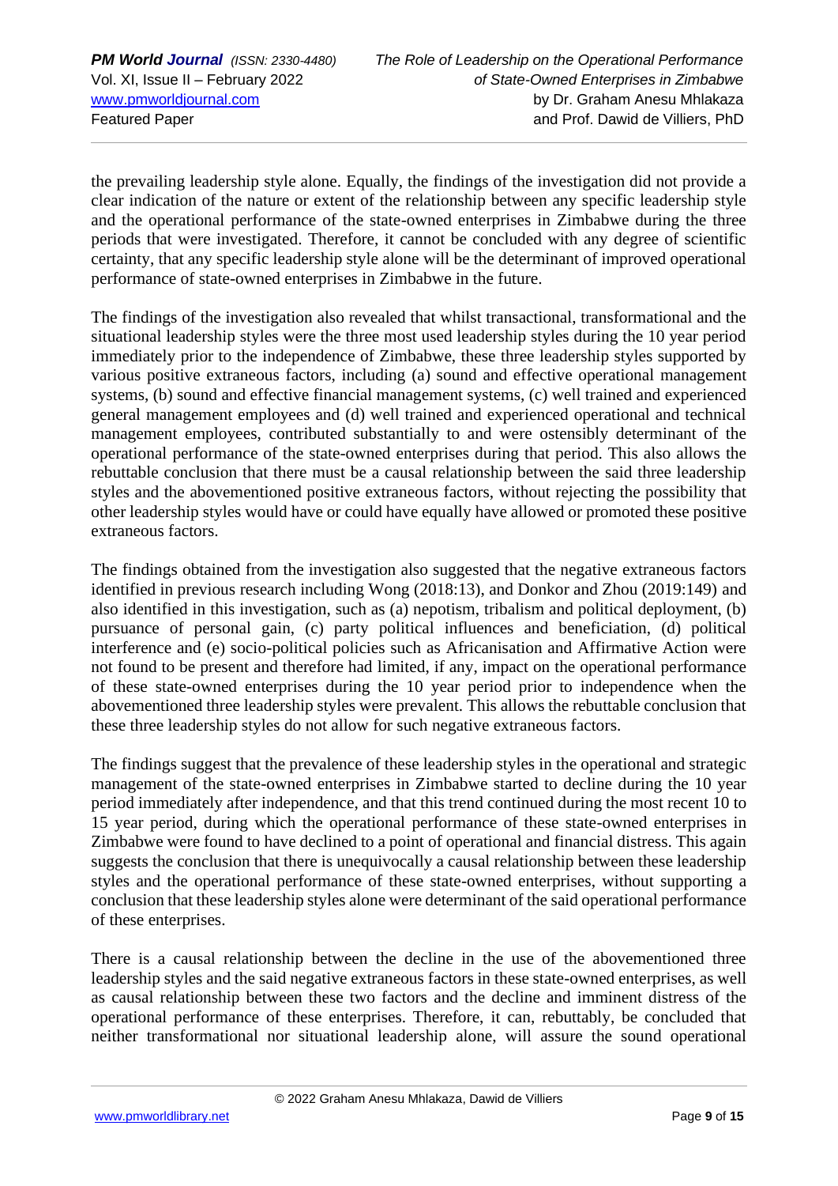the prevailing leadership style alone. Equally, the findings of the investigation did not provide a clear indication of the nature or extent of the relationship between any specific leadership style and the operational performance of the state-owned enterprises in Zimbabwe during the three periods that were investigated. Therefore, it cannot be concluded with any degree of scientific certainty, that any specific leadership style alone will be the determinant of improved operational performance of state-owned enterprises in Zimbabwe in the future.

The findings of the investigation also revealed that whilst transactional, transformational and the situational leadership styles were the three most used leadership styles during the 10 year period immediately prior to the independence of Zimbabwe, these three leadership styles supported by various positive extraneous factors, including (a) sound and effective operational management systems, (b) sound and effective financial management systems, (c) well trained and experienced general management employees and (d) well trained and experienced operational and technical management employees, contributed substantially to and were ostensibly determinant of the operational performance of the state-owned enterprises during that period. This also allows the rebuttable conclusion that there must be a causal relationship between the said three leadership styles and the abovementioned positive extraneous factors, without rejecting the possibility that other leadership styles would have or could have equally have allowed or promoted these positive extraneous factors.

The findings obtained from the investigation also suggested that the negative extraneous factors identified in previous research including Wong (2018:13), and Donkor and Zhou (2019:149) and also identified in this investigation, such as (a) nepotism, tribalism and political deployment, (b) pursuance of personal gain, (c) party political influences and beneficiation, (d) political interference and (e) socio-political policies such as Africanisation and Affirmative Action were not found to be present and therefore had limited, if any, impact on the operational performance of these state-owned enterprises during the 10 year period prior to independence when the abovementioned three leadership styles were prevalent. This allows the rebuttable conclusion that these three leadership styles do not allow for such negative extraneous factors.

The findings suggest that the prevalence of these leadership styles in the operational and strategic management of the state-owned enterprises in Zimbabwe started to decline during the 10 year period immediately after independence, and that this trend continued during the most recent 10 to 15 year period, during which the operational performance of these state-owned enterprises in Zimbabwe were found to have declined to a point of operational and financial distress. This again suggests the conclusion that there is unequivocally a causal relationship between these leadership styles and the operational performance of these state-owned enterprises, without supporting a conclusion that these leadership styles alone were determinant of the said operational performance of these enterprises.

There is a causal relationship between the decline in the use of the abovementioned three leadership styles and the said negative extraneous factors in these state-owned enterprises, as well as causal relationship between these two factors and the decline and imminent distress of the operational performance of these enterprises. Therefore, it can, rebuttably, be concluded that neither transformational nor situational leadership alone, will assure the sound operational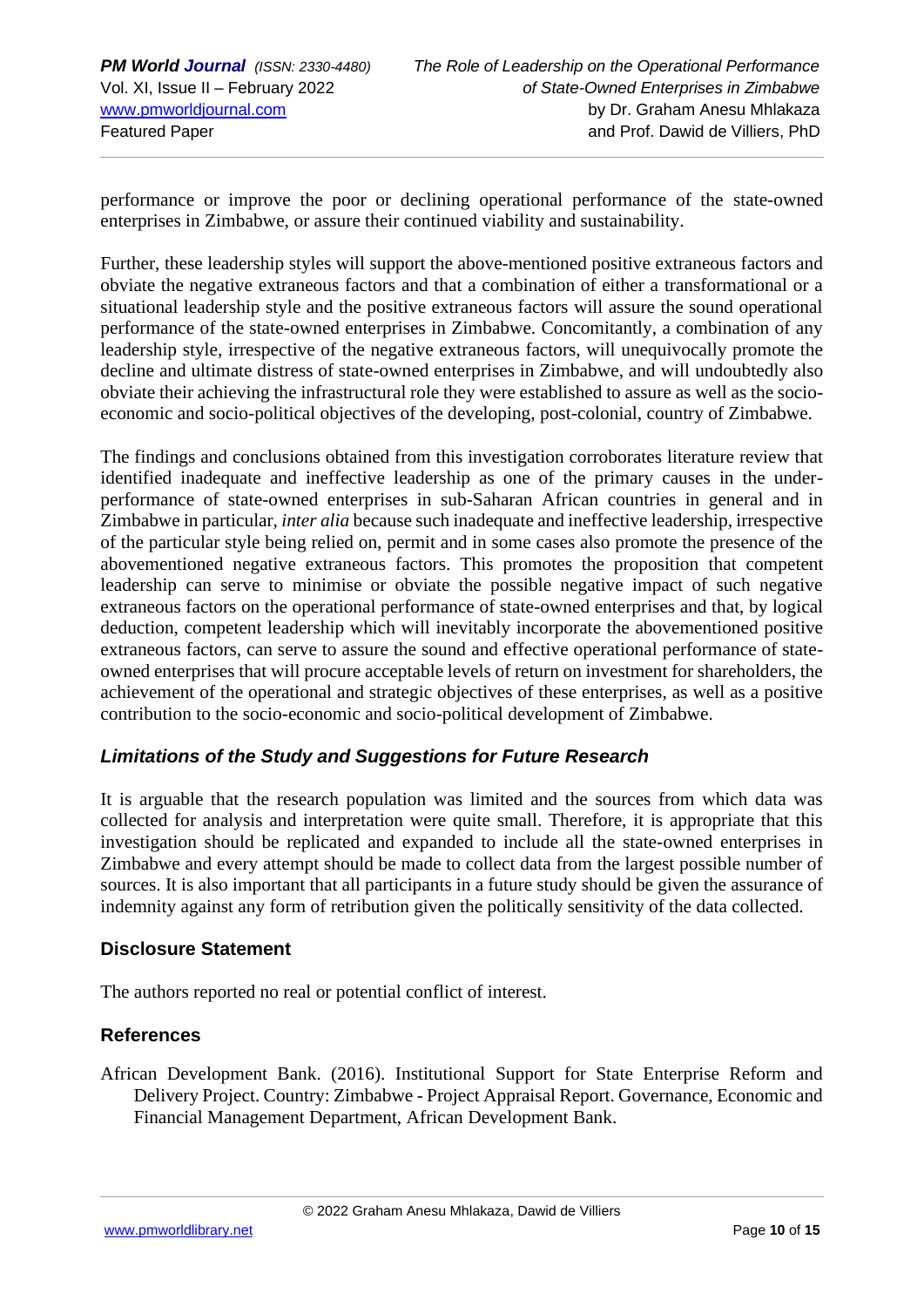performance or improve the poor or declining operational performance of the state-owned enterprises in Zimbabwe, or assure their continued viability and sustainability.

Further, these leadership styles will support the above-mentioned positive extraneous factors and obviate the negative extraneous factors and that a combination of either a transformational or a situational leadership style and the positive extraneous factors will assure the sound operational performance of the state-owned enterprises in Zimbabwe. Concomitantly, a combination of any leadership style, irrespective of the negative extraneous factors, will unequivocally promote the decline and ultimate distress of state-owned enterprises in Zimbabwe, and will undoubtedly also obviate their achieving the infrastructural role they were established to assure as well as the socio-economic and socio-political objectives of the developing, post-colonial, country of Zimbabwe.

The findings and conclusions obtained from this investigation corroborates literature review that identified inadequate and ineffective leadership as one of the primary causes in the under-performance of state-owned enterprises in sub-Saharan African countries in general and in Zimbabwe in particular, *inter alia* because such inadequate and ineffective leadership, irrespective of the particular style being relied on, permit and in some cases also promote the presence of the abovementioned negative extraneous factors. This promotes the proposition that competent leadership can serve to minimise or obviate the possible negative impact of such negative extraneous factors on the operational performance of state-owned enterprises and that, by logical deduction, competent leadership which will inevitably incorporate the abovementioned positive extraneous factors, can serve to assure the sound and effective operational performance of state-owned enterprises that will procure acceptable levels of return on investment for shareholders, the achievement of the operational and strategic objectives of these enterprises, as well as a positive contribution to the socio-economic and socio-political development of Zimbabwe.

### *Limitations of the Study and Suggestions for Future Research*

It is arguable that the research population was limited and the sources from which data was collected for analysis and interpretation were quite small. Therefore, it is appropriate that this investigation should be replicated and expanded to include all the state-owned enterprises in Zimbabwe and every attempt should be made to collect data from the largest possible number of sources. It is also important that all participants in a future study should be given the assurance of indemnity against any form of retribution given the politically sensitivity of the data collected.

## Disclosure Statement

The authors reported no real or potential conflict of interest.

## References

African Development Bank. (2016). Institutional Support for State Enterprise Reform and Delivery Project. Country: Zimbabwe - Project Appraisal Report. Governance, Economic and Financial Management Department, African Development Bank.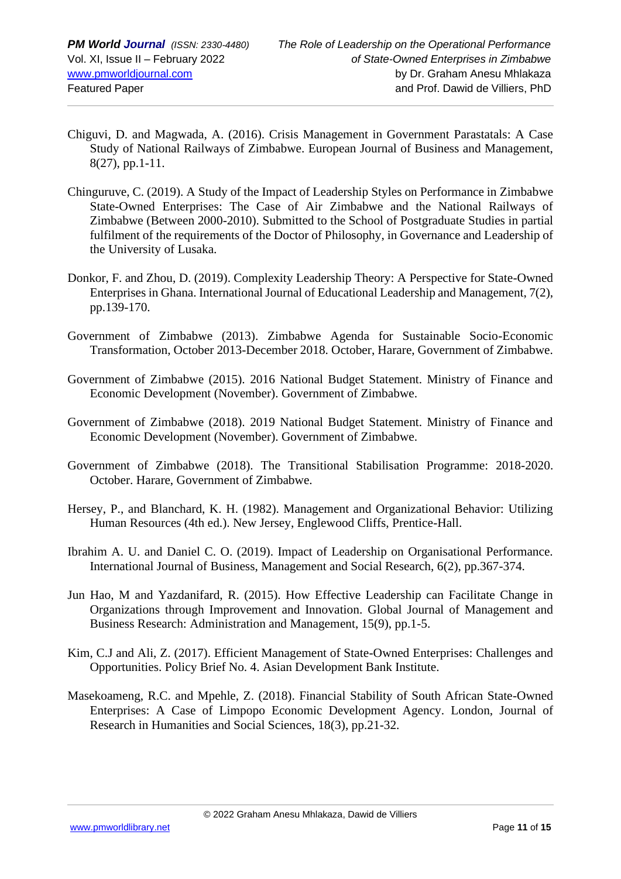Chiguvi, D. and Magwada, A. (2016). Crisis Management in Government Parastatals: A Case Study of National Railways of Zimbabwe. European Journal of Business and Management, 8(27), pp.1-11.

Chinguruve, C. (2019). A Study of the Impact of Leadership Styles on Performance in Zimbabwe State-Owned Enterprises: The Case of Air Zimbabwe and the National Railways of Zimbabwe (Between 2000-2010). Submitted to the School of Postgraduate Studies in partial fulfilment of the requirements of the Doctor of Philosophy, in Governance and Leadership of the University of Lusaka.

Donkor, F. and Zhou, D. (2019). Complexity Leadership Theory: A Perspective for State-Owned Enterprises in Ghana. International Journal of Educational Leadership and Management, 7(2), pp.139-170.

Government of Zimbabwe (2013). Zimbabwe Agenda for Sustainable Socio-Economic Transformation, October 2013-December 2018. October, Harare, Government of Zimbabwe.

Government of Zimbabwe (2015). 2016 National Budget Statement. Ministry of Finance and Economic Development (November). Government of Zimbabwe.

Government of Zimbabwe (2018). 2019 National Budget Statement. Ministry of Finance and Economic Development (November). Government of Zimbabwe.

Government of Zimbabwe (2018). The Transitional Stabilisation Programme: 2018-2020. October. Harare, Government of Zimbabwe.

Hersey, P., and Blanchard, K. H. (1982). Management and Organizational Behavior: Utilizing Human Resources (4th ed.). New Jersey, Englewood Cliffs, Prentice-Hall.

Ibrahim A. U. and Daniel C. O. (2019). Impact of Leadership on Organisational Performance. International Journal of Business, Management and Social Research, 6(2), pp.367-374.

Jun Hao, M and Yazdanifard, R. (2015). How Effective Leadership can Facilitate Change in Organizations through Improvement and Innovation. Global Journal of Management and Business Research: Administration and Management, 15(9), pp.1-5.

Kim, C.J and Ali, Z. (2017). Efficient Management of State-Owned Enterprises: Challenges and Opportunities. Policy Brief No. 4. Asian Development Bank Institute.

Masekoameng, R.C. and Mpehle, Z. (2018). Financial Stability of South African State-Owned Enterprises: A Case of Limpopo Economic Development Agency. London, Journal of Research in Humanities and Social Sciences, 18(3), pp.21-32.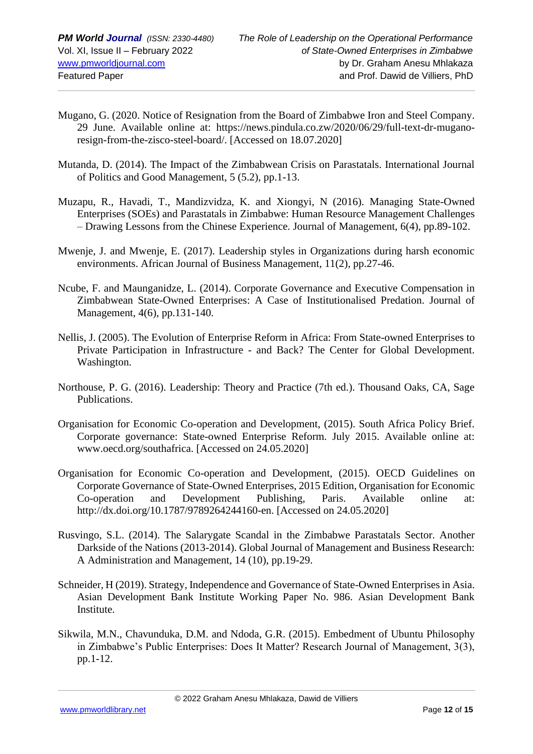Mugano, G. (2020. Notice of Resignation from the Board of Zimbabwe Iron and Steel Company. 29 June. Available online at: https://news.pindula.co.zw/2020/06/29/full-text-dr-mugano-resign-from-the-zisco-steel-board/. [Accessed on 18.07.2020]

Mutanda, D. (2014). The Impact of the Zimbabwean Crisis on Parastatals. International Journal of Politics and Good Management, 5 (5.2), pp.1-13.

Muzapu, R., Havadi, T., Mandizvidza, K. and Xiongyi, N (2016). Managing State-Owned Enterprises (SOEs) and Parastatals in Zimbabwe: Human Resource Management Challenges – Drawing Lessons from the Chinese Experience. Journal of Management, 6(4), pp.89-102.

Mwenje, J. and Mwenje, E. (2017). Leadership styles in Organizations during harsh economic environments. African Journal of Business Management, 11(2), pp.27-46.

Ncube, F. and Maunganidze, L. (2014). Corporate Governance and Executive Compensation in Zimbabwean State-Owned Enterprises: A Case of Institutionalised Predation. Journal of Management, 4(6), pp.131-140.

Nellis, J. (2005). The Evolution of Enterprise Reform in Africa: From State-owned Enterprises to Private Participation in Infrastructure - and Back? The Center for Global Development. Washington.

Northouse, P. G. (2016). Leadership: Theory and Practice (7th ed.). Thousand Oaks, CA, Sage Publications.

Organisation for Economic Co-operation and Development, (2015). South Africa Policy Brief. Corporate governance: State-owned Enterprise Reform. July 2015. Available online at: www.oecd.org/southafrica. [Accessed on 24.05.2020]

Organisation for Economic Co-operation and Development, (2015). OECD Guidelines on Corporate Governance of State-Owned Enterprises, 2015 Edition, Organisation for Economic Co-operation and Development Publishing, Paris. Available online at: http://dx.doi.org/10.1787/9789264244160-en. [Accessed on 24.05.2020]

Rusvingo, S.L. (2014). The Salarygate Scandal in the Zimbabwe Parastatals Sector. Another Darkside of the Nations (2013-2014). Global Journal of Management and Business Research: A Administration and Management, 14 (10), pp.19-29.

Schneider, H (2019). Strategy, Independence and Governance of State-Owned Enterprises in Asia. Asian Development Bank Institute Working Paper No. 986. Asian Development Bank Institute.

Sikwila, M.N., Chavunduka, D.M. and Ndoda, G.R. (2015). Embedment of Ubuntu Philosophy in Zimbabwe's Public Enterprises: Does It Matter? Research Journal of Management, 3(3), pp.1-12.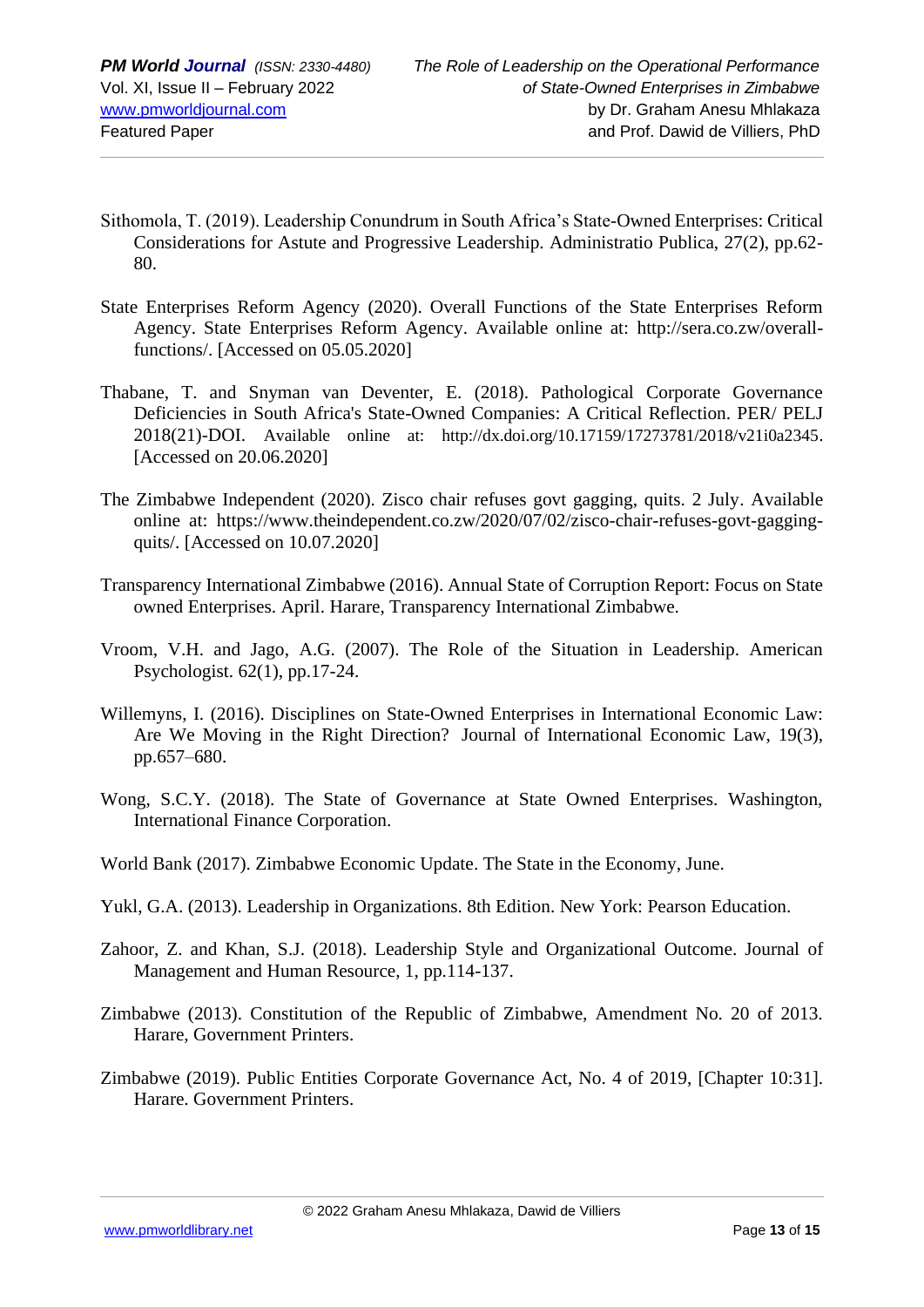Sithomola, T. (2019). Leadership Conundrum in South Africa's State-Owned Enterprises: Critical Considerations for Astute and Progressive Leadership. Administratio Publica, 27(2), pp.62-80.

State Enterprises Reform Agency (2020). Overall Functions of the State Enterprises Reform Agency. State Enterprises Reform Agency. Available online at: http://sera.co.zw/overall-functions/. [Accessed on 05.05.2020]

Thabane, T. and Snyman van Deventer, E. (2018). Pathological Corporate Governance Deficiencies in South Africa's State-Owned Companies: A Critical Reflection. PER/ PELJ 2018(21)-DOI. Available online at: http://dx.doi.org/10.17159/17273781/2018/v21i0a2345. [Accessed on 20.06.2020]

The Zimbabwe Independent (2020). Zisco chair refuses govt gagging, quits. 2 July. Available online at: https://www.theindependent.co.zw/2020/07/02/zisco-chair-refuses-govt-gagging-quits/. [Accessed on 10.07.2020]

Transparency International Zimbabwe (2016). Annual State of Corruption Report: Focus on State owned Enterprises. April. Harare, Transparency International Zimbabwe.

Vroom, V.H. and Jago, A.G. (2007). The Role of the Situation in Leadership. American Psychologist. 62(1), pp.17-24.

Willemyns, I. (2016). Disciplines on State-Owned Enterprises in International Economic Law: Are We Moving in the Right Direction? Journal of International Economic Law, 19(3), pp.657–680.

Wong, S.C.Y. (2018). The State of Governance at State Owned Enterprises. Washington, International Finance Corporation.

World Bank (2017). Zimbabwe Economic Update. The State in the Economy, June.

Yukl, G.A. (2013). Leadership in Organizations. 8th Edition. New York: Pearson Education.

Zahoor, Z. and Khan, S.J. (2018). Leadership Style and Organizational Outcome. Journal of Management and Human Resource, 1, pp.114-137.

Zimbabwe (2013). Constitution of the Republic of Zimbabwe, Amendment No. 20 of 2013. Harare, Government Printers.

Zimbabwe (2019). Public Entities Corporate Governance Act, No. 4 of 2019, [Chapter 10:31]. Harare. Government Printers.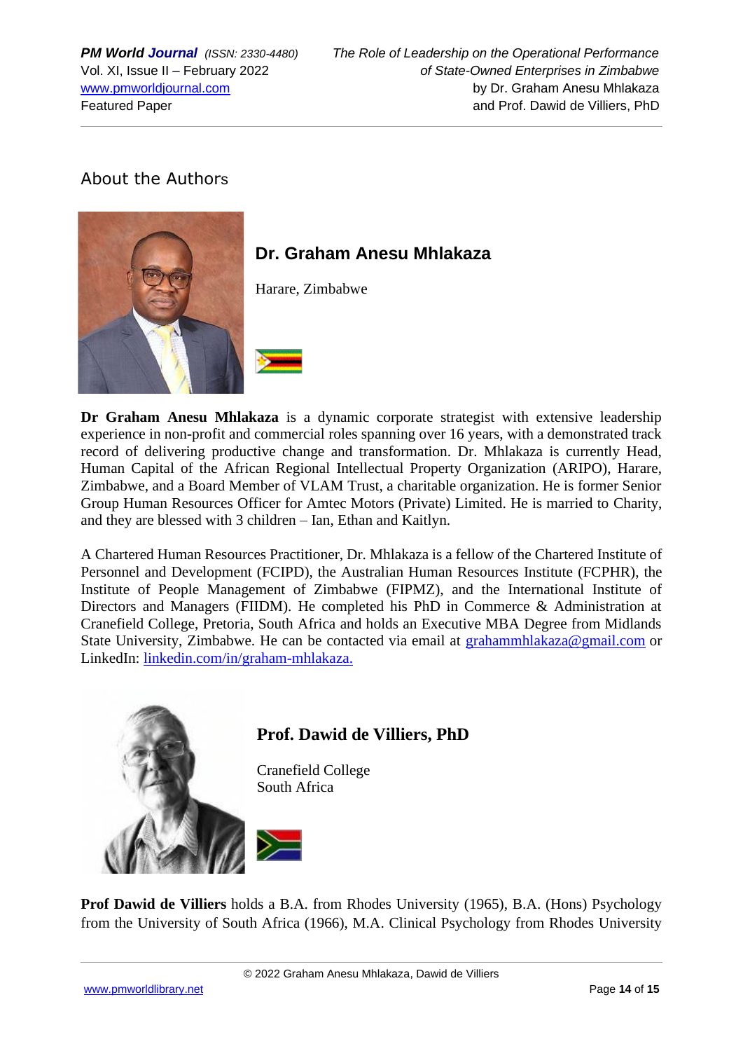## About the Authors

### Dr. Graham Anesu Mhlakaza

Harare, Zimbabwe

**Dr Graham Anesu Mhlakaza** is a dynamic corporate strategist with extensive leadership experience in non-profit and commercial roles spanning over 16 years, with a demonstrated track record of delivering productive change and transformation. Dr. Mhlakaza is currently Head, Human Capital of the African Regional Intellectual Property Organization (ARIPO), Harare, Zimbabwe, and a Board Member of VLAM Trust, a charitable organization. He is former Senior Group Human Resources Officer for Amtec Motors (Private) Limited. He is married to Charity, and they are blessed with 3 children – Ian, Ethan and Kaitlyn.

A Chartered Human Resources Practitioner, Dr. Mhlakaza is a fellow of the Chartered Institute of Personnel and Development (FCIPD), the Australian Human Resources Institute (FCPHR), the Institute of People Management of Zimbabwe (FIPMZ), and the International Institute of Directors and Managers (FIIDM). He completed his PhD in Commerce & Administration at Cranefield College, Pretoria, South Africa and holds an Executive MBA Degree from Midlands State University, Zimbabwe. He can be contacted via email at grahammhlakaza@gmail.com or LinkedIn: linkedin.com/in/graham-mhlakaza.

### Prof. Dawid de Villiers, PhD

Cranefield College
South Africa

**Prof Dawid de Villiers** holds a B.A. from Rhodes University (1965), B.A. (Hons) Psychology from the University of South Africa (1966), M.A. Clinical Psychology from Rhodes University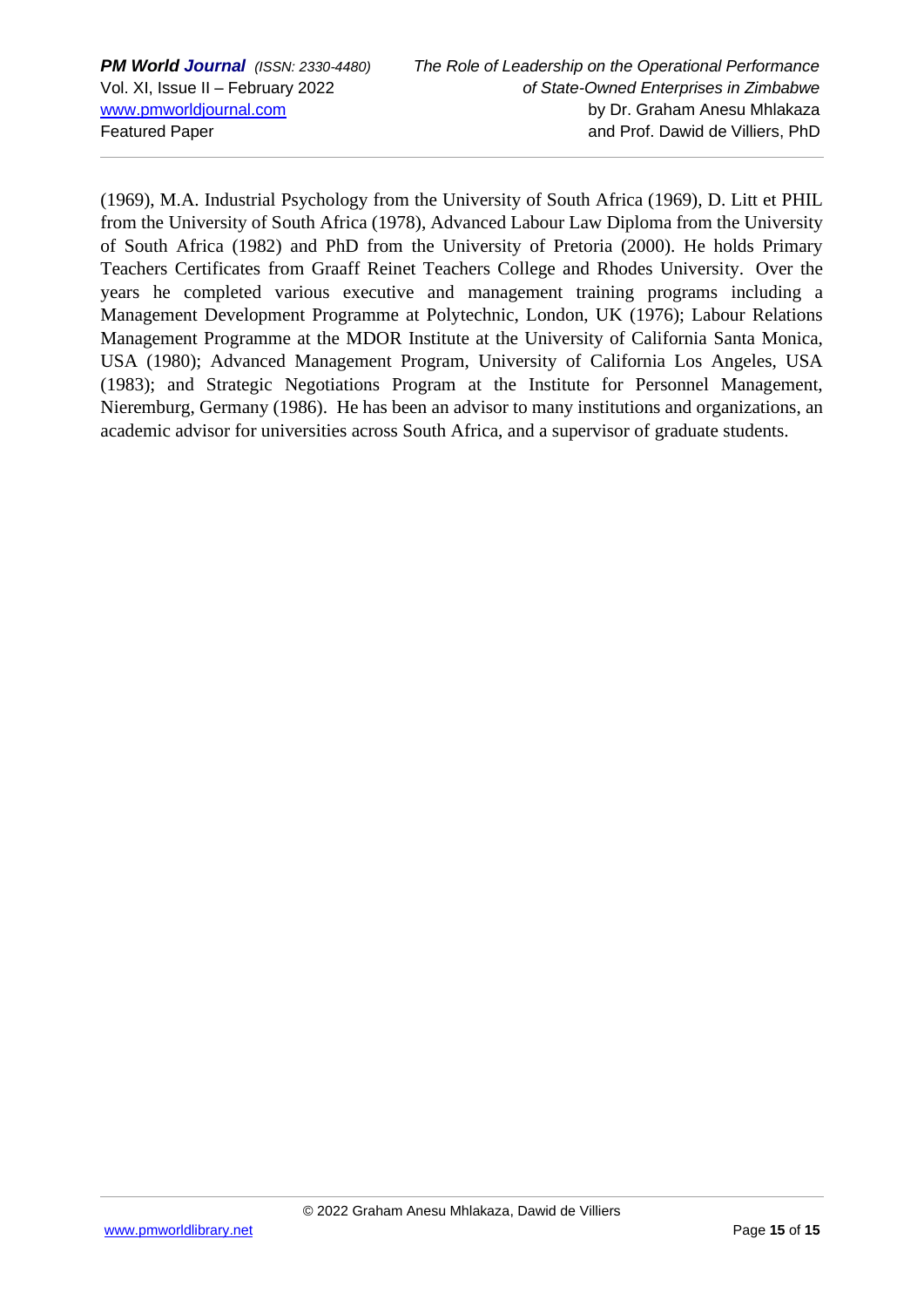(1969), M.A. Industrial Psychology from the University of South Africa (1969), D. Litt et PHIL from the University of South Africa (1978), Advanced Labour Law Diploma from the University of South Africa (1982) and PhD from the University of Pretoria (2000). He holds Primary Teachers Certificates from Graaff Reinet Teachers College and Rhodes University. Over the years he completed various executive and management training programs including a Management Development Programme at Polytechnic, London, UK (1976); Labour Relations Management Programme at the MDOR Institute at the University of California Santa Monica, USA (1980); Advanced Management Program, University of California Los Angeles, USA (1983); and Strategic Negotiations Program at the Institute for Personnel Management, Nieremburg, Germany (1986). He has been an advisor to many institutions and organizations, an academic advisor for universities across South Africa, and a supervisor of graduate students.